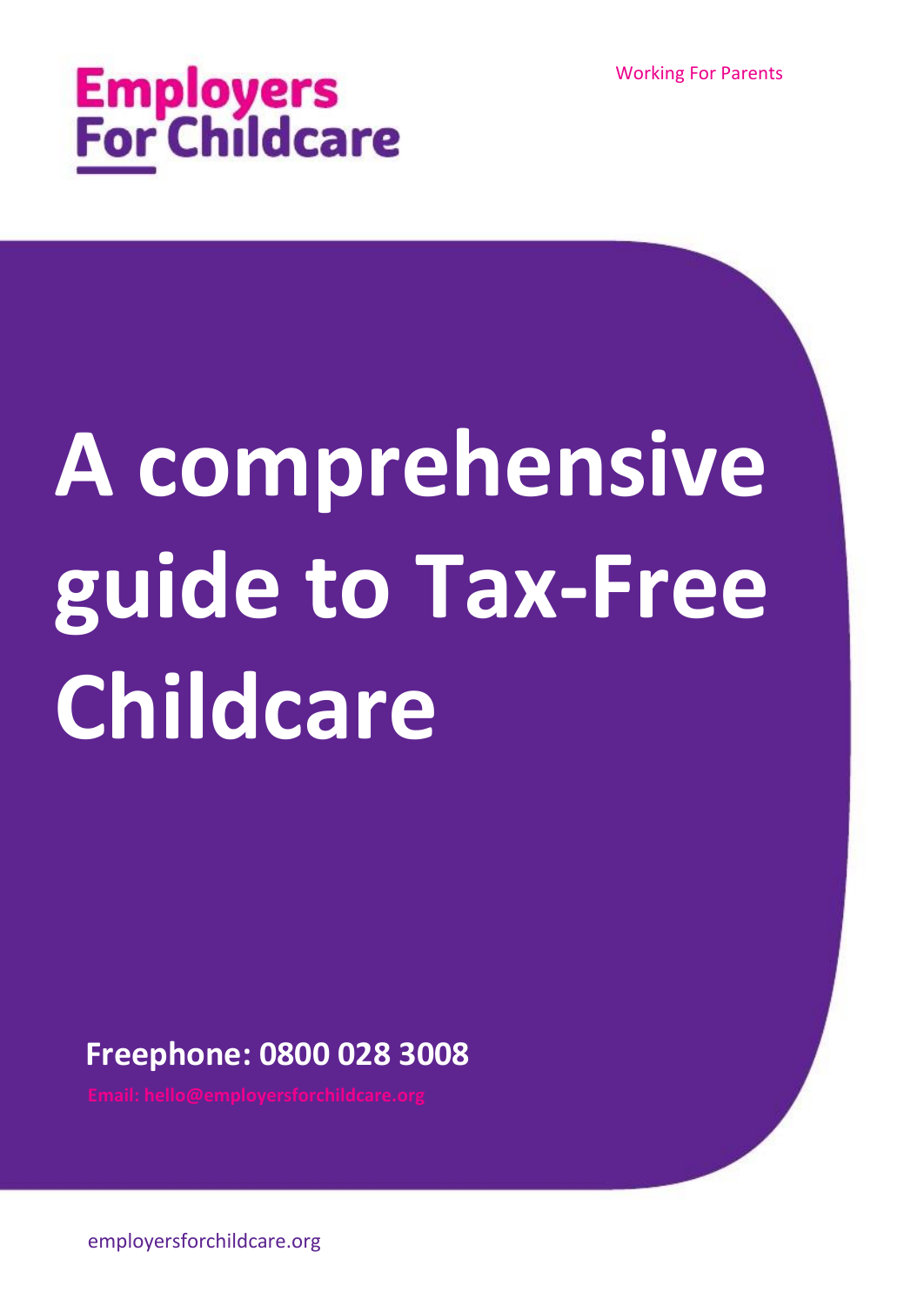Working For Parents

Employers For Childcare

# A comprehensive guide to Tax-Free Childcare

**Freephone: 0800 028 3008**

**Email: hello@employersforchildcare.org**

employersforchildcare.org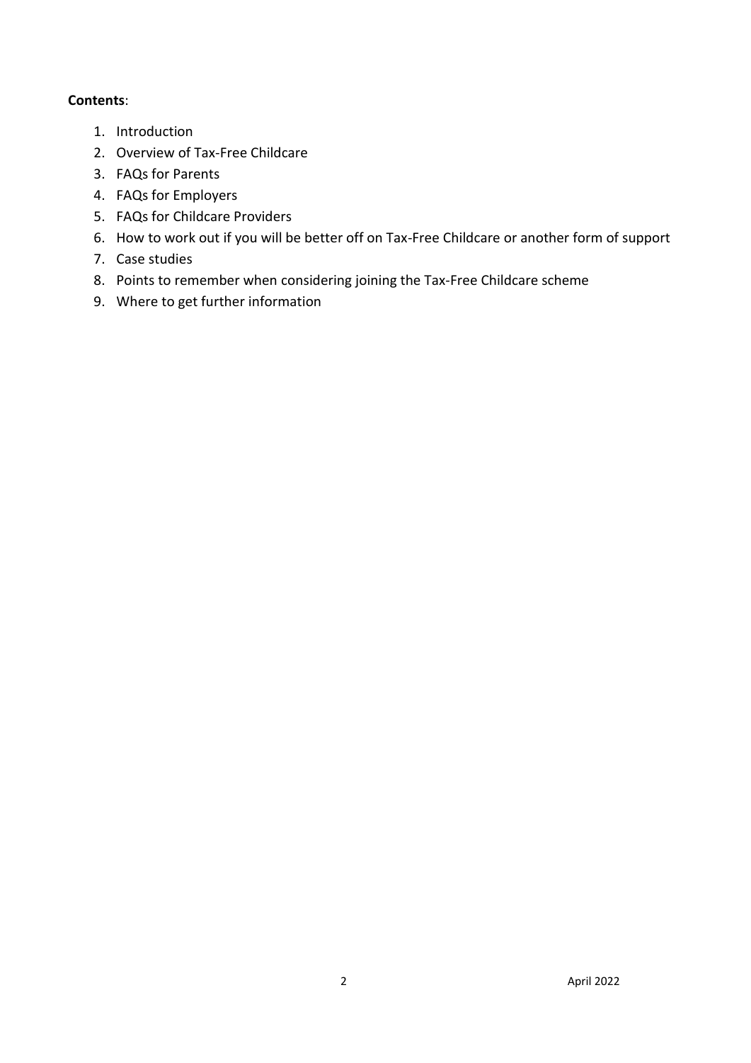**Contents**:

1. Introduction
2. Overview of Tax-Free Childcare
3. FAQs for Parents
4. FAQs for Employers
5. FAQs for Childcare Providers
6. How to work out if you will be better off on Tax-Free Childcare or another form of support
7. Case studies
8. Points to remember when considering joining the Tax-Free Childcare scheme
9. Where to get further information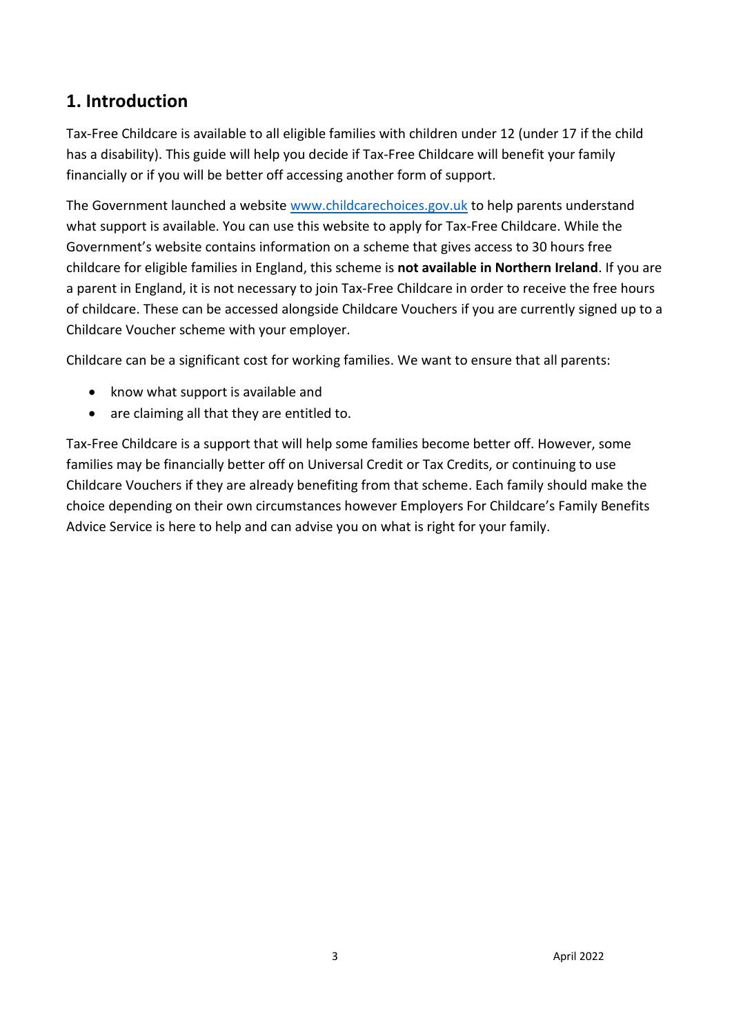## 1. Introduction

Tax-Free Childcare is available to all eligible families with children under 12 (under 17 if the child has a disability). This guide will help you decide if Tax-Free Childcare will benefit your family financially or if you will be better off accessing another form of support.

The Government launched a website [www.childcarechoices.gov.uk](http://www.childcarechoices.gov.uk) to help parents understand what support is available. You can use this website to apply for Tax-Free Childcare. While the Government's website contains information on a scheme that gives access to 30 hours free childcare for eligible families in England, this scheme is **not available in Northern Ireland**. If you are a parent in England, it is not necessary to join Tax-Free Childcare in order to receive the free hours of childcare. These can be accessed alongside Childcare Vouchers if you are currently signed up to a Childcare Voucher scheme with your employer.

Childcare can be a significant cost for working families. We want to ensure that all parents:

- know what support is available and
- are claiming all that they are entitled to.

Tax-Free Childcare is a support that will help some families become better off. However, some families may be financially better off on Universal Credit or Tax Credits, or continuing to use Childcare Vouchers if they are already benefiting from that scheme. Each family should make the choice depending on their own circumstances however Employers For Childcare's Family Benefits Advice Service is here to help and can advise you on what is right for your family.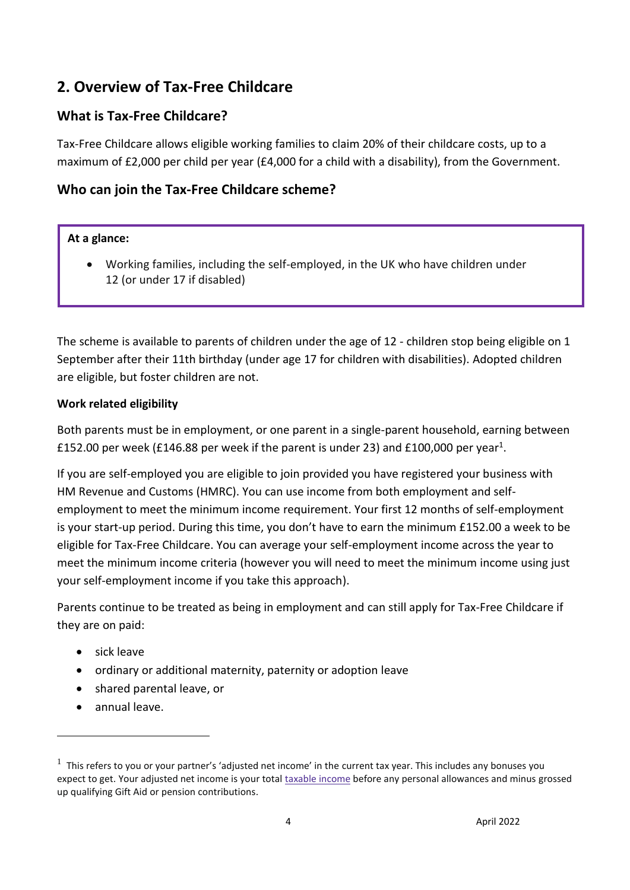## 2. Overview of Tax-Free Childcare

### What is Tax-Free Childcare?

Tax-Free Childcare allows eligible working families to claim 20% of their childcare costs, up to a maximum of £2,000 per child per year (£4,000 for a child with a disability), from the Government.

### Who can join the Tax-Free Childcare scheme?

**At a glance:**

- Working families, including the self-employed, in the UK who have children under 12 (or under 17 if disabled)

The scheme is available to parents of children under the age of 12 - children stop being eligible on 1 September after their 11th birthday (under age 17 for children with disabilities). Adopted children are eligible, but foster children are not.

**Work related eligibility**

Both parents must be in employment, or one parent in a single-parent household, earning between £152.00 per week (£146.88 per week if the parent is under 23) and £100,000 per year[1].

If you are self-employed you are eligible to join provided you have registered your business with HM Revenue and Customs (HMRC). You can use income from both employment and self-employment to meet the minimum income requirement. Your first 12 months of self-employment is your start-up period. During this time, you don't have to earn the minimum £152.00 a week to be eligible for Tax-Free Childcare. You can average your self-employment income across the year to meet the minimum income criteria (however you will need to meet the minimum income using just your self-employment income if you take this approach).

Parents continue to be treated as being in employment and can still apply for Tax-Free Childcare if they are on paid:

- sick leave
- ordinary or additional maternity, paternity or adoption leave
- shared parental leave, or
- annual leave.

[1] This refers to you or your partner's 'adjusted net income' in the current tax year. This includes any bonuses you expect to get. Your adjusted net income is your total taxable income before any personal allowances and minus grossed up qualifying Gift Aid or pension contributions.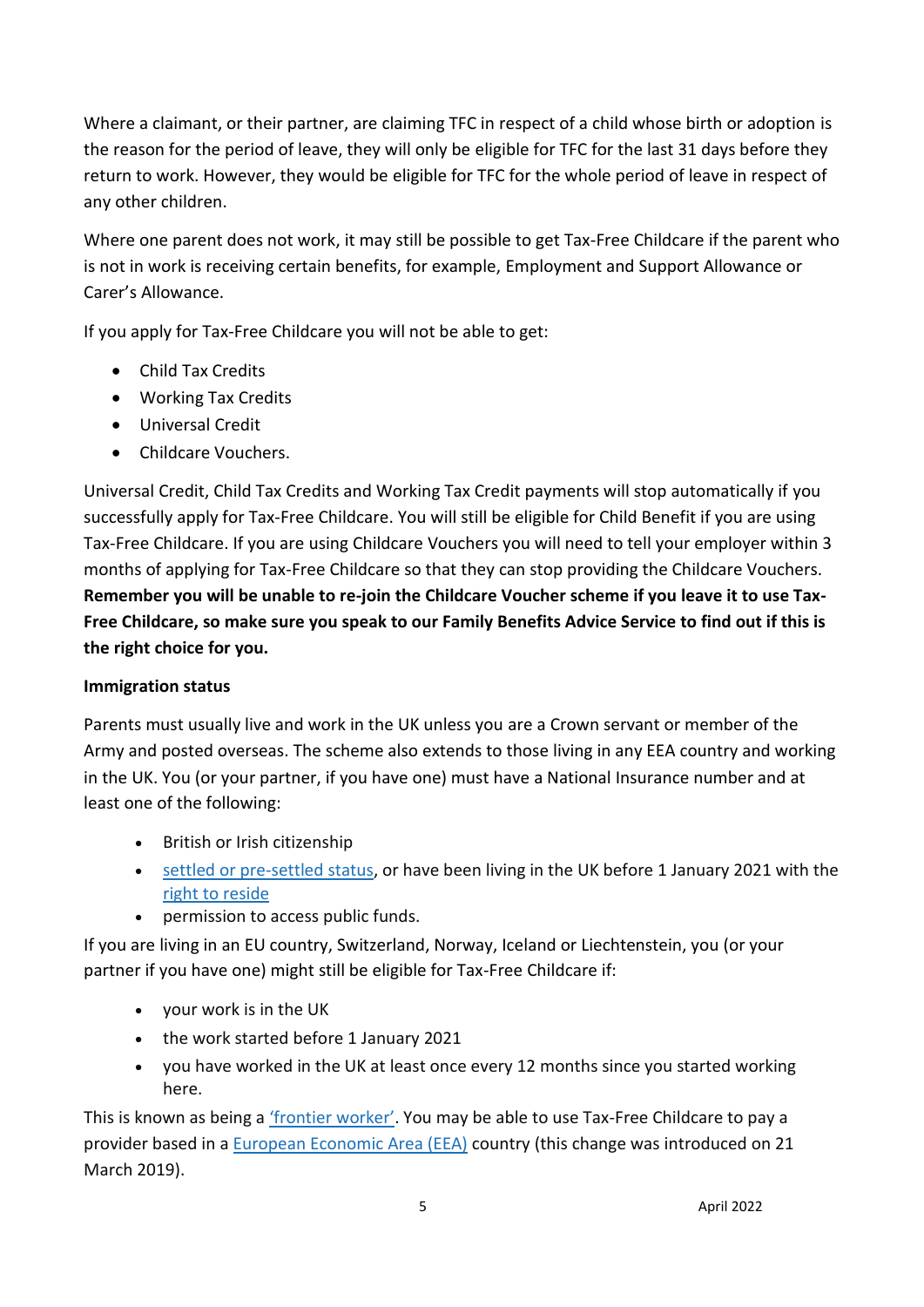Where a claimant, or their partner, are claiming TFC in respect of a child whose birth or adoption is the reason for the period of leave, they will only be eligible for TFC for the last 31 days before they return to work. However, they would be eligible for TFC for the whole period of leave in respect of any other children.

Where one parent does not work, it may still be possible to get Tax-Free Childcare if the parent who is not in work is receiving certain benefits, for example, Employment and Support Allowance or Carer's Allowance.

If you apply for Tax-Free Childcare you will not be able to get:

- Child Tax Credits
- Working Tax Credits
- Universal Credit
- Childcare Vouchers.

Universal Credit, Child Tax Credits and Working Tax Credit payments will stop automatically if you successfully apply for Tax-Free Childcare. You will still be eligible for Child Benefit if you are using Tax-Free Childcare. If you are using Childcare Vouchers you will need to tell your employer within 3 months of applying for Tax-Free Childcare so that they can stop providing the Childcare Vouchers. **Remember you will be unable to re-join the Childcare Voucher scheme if you leave it to use Tax-Free Childcare, so make sure you speak to our Family Benefits Advice Service to find out if this is the right choice for you.**

**Immigration status**

Parents must usually live and work in the UK unless you are a Crown servant or member of the Army and posted overseas. The scheme also extends to those living in any EEA country and working in the UK. You (or your partner, if you have one) must have a National Insurance number and at least one of the following:

- British or Irish citizenship
- settled or pre-settled status, or have been living in the UK before 1 January 2021 with the right to reside
- permission to access public funds.

If you are living in an EU country, Switzerland, Norway, Iceland or Liechtenstein, you (or your partner if you have one) might still be eligible for Tax-Free Childcare if:

- your work is in the UK
- the work started before 1 January 2021
- you have worked in the UK at least once every 12 months since you started working here.

This is known as being a 'frontier worker'. You may be able to use Tax-Free Childcare to pay a provider based in a European Economic Area (EEA) country (this change was introduced on 21 March 2019).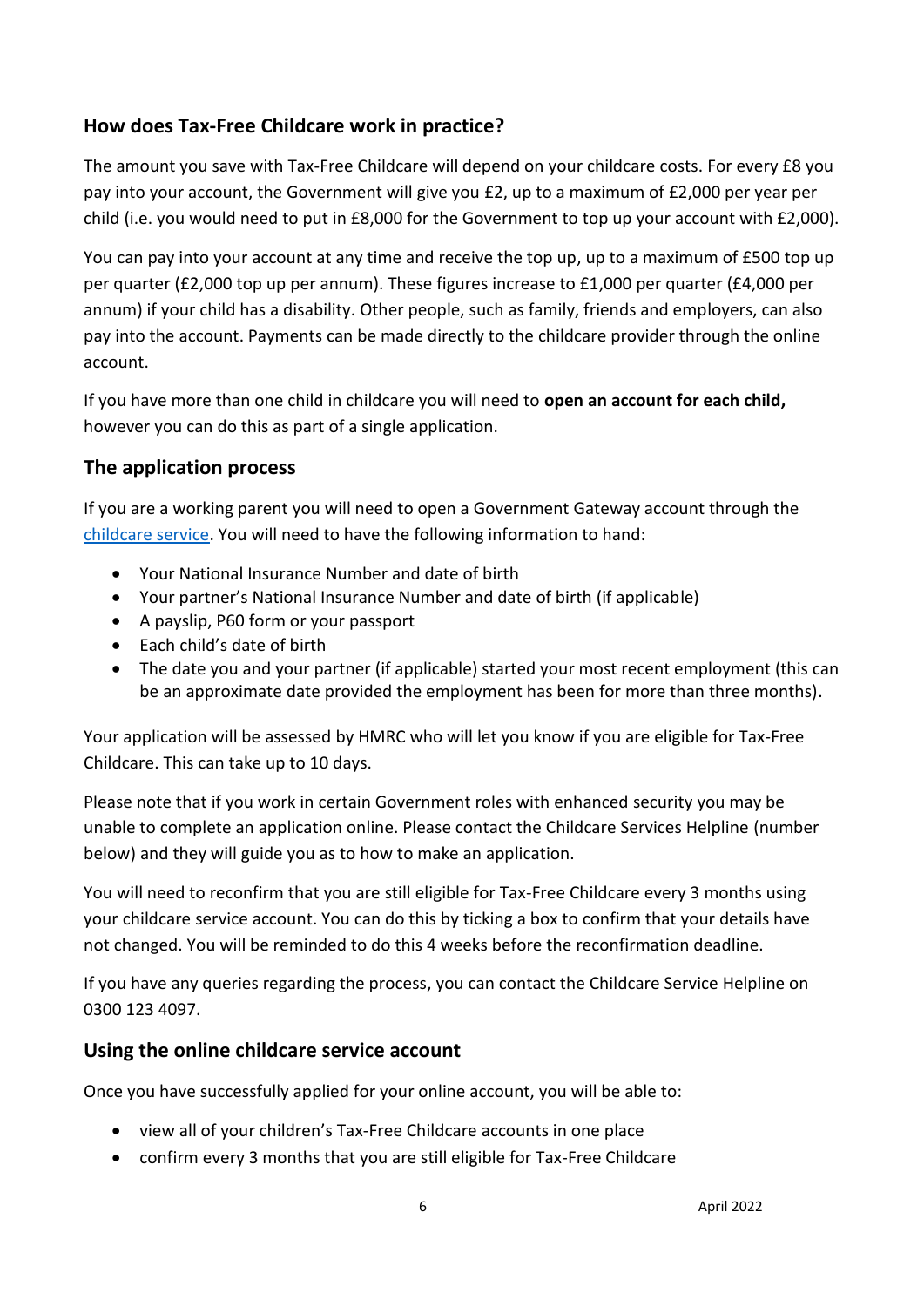## How does Tax-Free Childcare work in practice?

The amount you save with Tax-Free Childcare will depend on your childcare costs. For every £8 you pay into your account, the Government will give you £2, up to a maximum of £2,000 per year per child (i.e. you would need to put in £8,000 for the Government to top up your account with £2,000).

You can pay into your account at any time and receive the top up, up to a maximum of £500 top up per quarter (£2,000 top up per annum). These figures increase to £1,000 per quarter (£4,000 per annum) if your child has a disability. Other people, such as family, friends and employers, can also pay into the account. Payments can be made directly to the childcare provider through the online account.

If you have more than one child in childcare you will need to **open an account for each child,** however you can do this as part of a single application.

## The application process

If you are a working parent you will need to open a Government Gateway account through the childcare service. You will need to have the following information to hand:

- Your National Insurance Number and date of birth
- Your partner's National Insurance Number and date of birth (if applicable)
- A payslip, P60 form or your passport
- Each child's date of birth
- The date you and your partner (if applicable) started your most recent employment (this can be an approximate date provided the employment has been for more than three months).

Your application will be assessed by HMRC who will let you know if you are eligible for Tax-Free Childcare. This can take up to 10 days.

Please note that if you work in certain Government roles with enhanced security you may be unable to complete an application online. Please contact the Childcare Services Helpline (number below) and they will guide you as to how to make an application.

You will need to reconfirm that you are still eligible for Tax-Free Childcare every 3 months using your childcare service account. You can do this by ticking a box to confirm that your details have not changed. You will be reminded to do this 4 weeks before the reconfirmation deadline.

If you have any queries regarding the process, you can contact the Childcare Service Helpline on 0300 123 4097.

## Using the online childcare service account

Once you have successfully applied for your online account, you will be able to:

- view all of your children's Tax-Free Childcare accounts in one place
- confirm every 3 months that you are still eligible for Tax-Free Childcare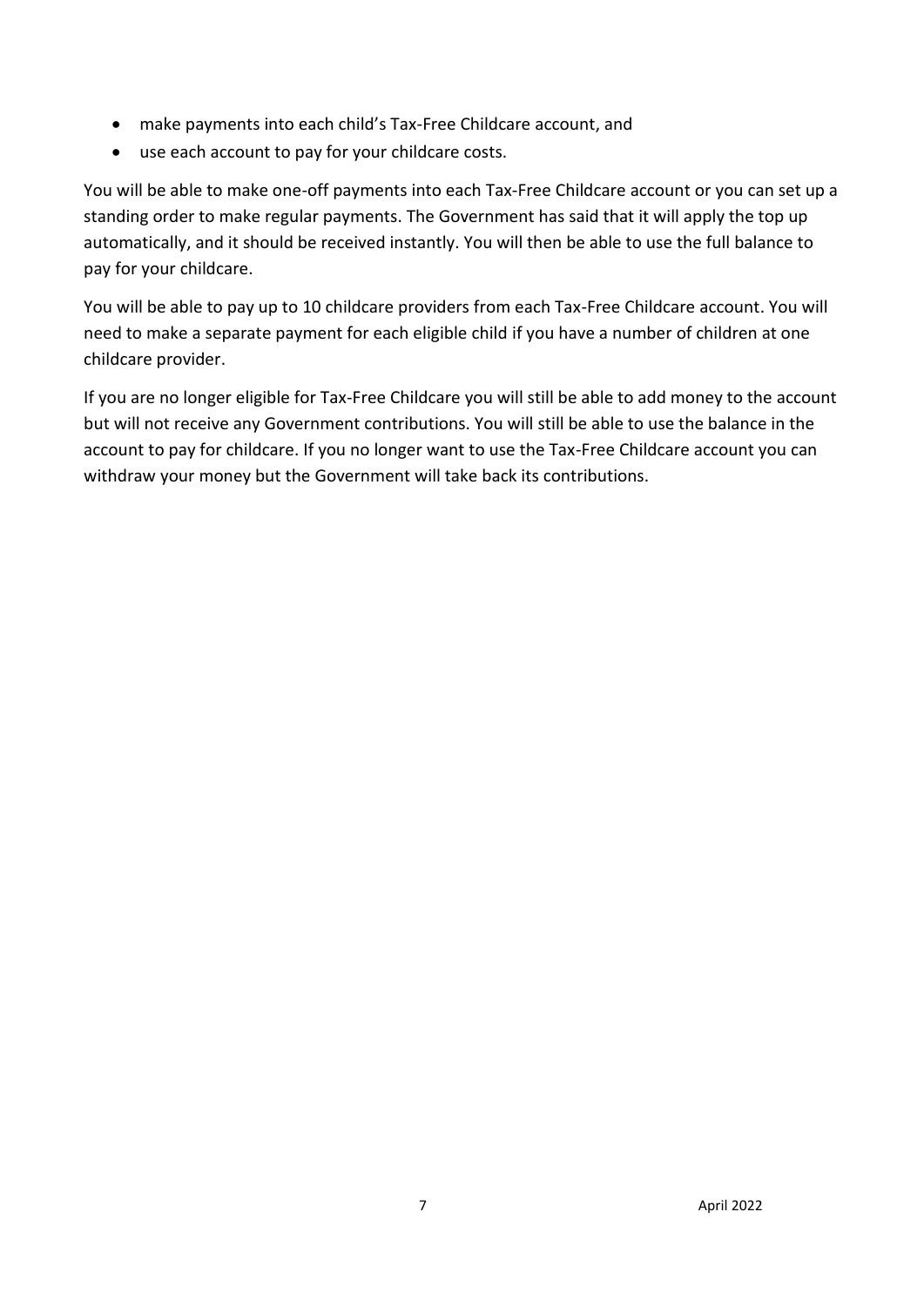- make payments into each child's Tax-Free Childcare account, and
- use each account to pay for your childcare costs.

You will be able to make one-off payments into each Tax-Free Childcare account or you can set up a standing order to make regular payments. The Government has said that it will apply the top up automatically, and it should be received instantly. You will then be able to use the full balance to pay for your childcare.

You will be able to pay up to 10 childcare providers from each Tax-Free Childcare account. You will need to make a separate payment for each eligible child if you have a number of children at one childcare provider.

If you are no longer eligible for Tax-Free Childcare you will still be able to add money to the account but will not receive any Government contributions. You will still be able to use the balance in the account to pay for childcare. If you no longer want to use the Tax-Free Childcare account you can withdraw your money but the Government will take back its contributions.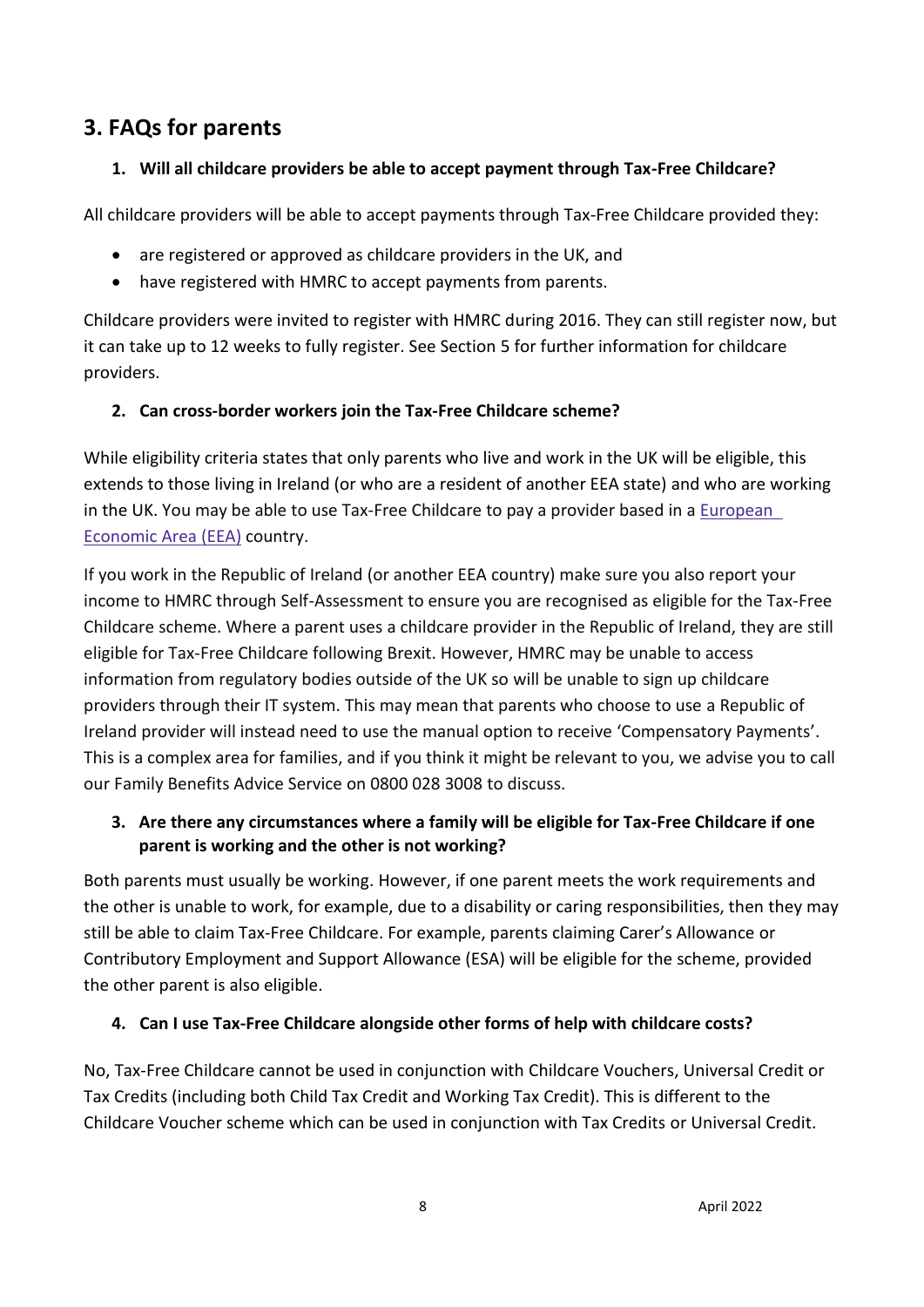## 3. FAQs for parents

### 1. Will all childcare providers be able to accept payment through Tax-Free Childcare?

All childcare providers will be able to accept payments through Tax-Free Childcare provided they:

- are registered or approved as childcare providers in the UK, and
- have registered with HMRC to accept payments from parents.

Childcare providers were invited to register with HMRC during 2016. They can still register now, but it can take up to 12 weeks to fully register. See Section 5 for further information for childcare providers.

### 2. Can cross-border workers join the Tax-Free Childcare scheme?

While eligibility criteria states that only parents who live and work in the UK will be eligible, this extends to those living in Ireland (or who are a resident of another EEA state) and who are working in the UK. You may be able to use Tax-Free Childcare to pay a provider based in a European Economic Area (EEA) country.

If you work in the Republic of Ireland (or another EEA country) make sure you also report your income to HMRC through Self-Assessment to ensure you are recognised as eligible for the Tax-Free Childcare scheme. Where a parent uses a childcare provider in the Republic of Ireland, they are still eligible for Tax-Free Childcare following Brexit. However, HMRC may be unable to access information from regulatory bodies outside of the UK so will be unable to sign up childcare providers through their IT system. This may mean that parents who choose to use a Republic of Ireland provider will instead need to use the manual option to receive 'Compensatory Payments'. This is a complex area for families, and if you think it might be relevant to you, we advise you to call our Family Benefits Advice Service on 0800 028 3008 to discuss.

### 3. Are there any circumstances where a family will be eligible for Tax-Free Childcare if one parent is working and the other is not working?

Both parents must usually be working. However, if one parent meets the work requirements and the other is unable to work, for example, due to a disability or caring responsibilities, then they may still be able to claim Tax-Free Childcare. For example, parents claiming Carer's Allowance or Contributory Employment and Support Allowance (ESA) will be eligible for the scheme, provided the other parent is also eligible.

### 4. Can I use Tax-Free Childcare alongside other forms of help with childcare costs?

No, Tax-Free Childcare cannot be used in conjunction with Childcare Vouchers, Universal Credit or Tax Credits (including both Child Tax Credit and Working Tax Credit). This is different to the Childcare Voucher scheme which can be used in conjunction with Tax Credits or Universal Credit.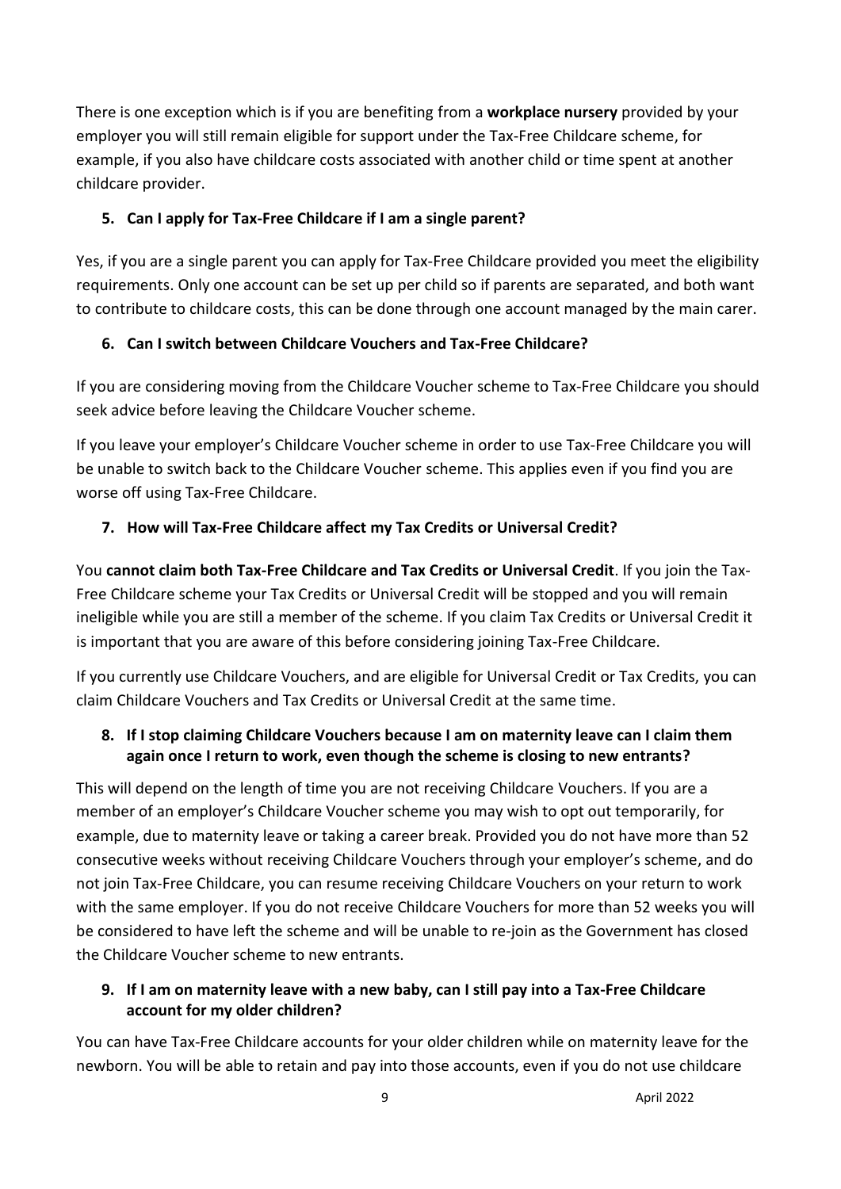There is one exception which is if you are benefiting from a **workplace nursery** provided by your employer you will still remain eligible for support under the Tax-Free Childcare scheme, for example, if you also have childcare costs associated with another child or time spent at another childcare provider.

### 5. Can I apply for Tax-Free Childcare if I am a single parent?

Yes, if you are a single parent you can apply for Tax-Free Childcare provided you meet the eligibility requirements. Only one account can be set up per child so if parents are separated, and both want to contribute to childcare costs, this can be done through one account managed by the main carer.

### 6. Can I switch between Childcare Vouchers and Tax-Free Childcare?

If you are considering moving from the Childcare Voucher scheme to Tax-Free Childcare you should seek advice before leaving the Childcare Voucher scheme.

If you leave your employer's Childcare Voucher scheme in order to use Tax-Free Childcare you will be unable to switch back to the Childcare Voucher scheme. This applies even if you find you are worse off using Tax-Free Childcare.

### 7. How will Tax-Free Childcare affect my Tax Credits or Universal Credit?

You **cannot claim both Tax-Free Childcare and Tax Credits or Universal Credit**. If you join the Tax-Free Childcare scheme your Tax Credits or Universal Credit will be stopped and you will remain ineligible while you are still a member of the scheme. If you claim Tax Credits or Universal Credit it is important that you are aware of this before considering joining Tax-Free Childcare.

If you currently use Childcare Vouchers, and are eligible for Universal Credit or Tax Credits, you can claim Childcare Vouchers and Tax Credits or Universal Credit at the same time.

### 8. If I stop claiming Childcare Vouchers because I am on maternity leave can I claim them again once I return to work, even though the scheme is closing to new entrants?

This will depend on the length of time you are not receiving Childcare Vouchers. If you are a member of an employer's Childcare Voucher scheme you may wish to opt out temporarily, for example, due to maternity leave or taking a career break. Provided you do not have more than 52 consecutive weeks without receiving Childcare Vouchers through your employer's scheme, and do not join Tax-Free Childcare, you can resume receiving Childcare Vouchers on your return to work with the same employer. If you do not receive Childcare Vouchers for more than 52 weeks you will be considered to have left the scheme and will be unable to re-join as the Government has closed the Childcare Voucher scheme to new entrants.

### 9. If I am on maternity leave with a new baby, can I still pay into a Tax-Free Childcare account for my older children?

You can have Tax-Free Childcare accounts for your older children while on maternity leave for the newborn. You will be able to retain and pay into those accounts, even if you do not use childcare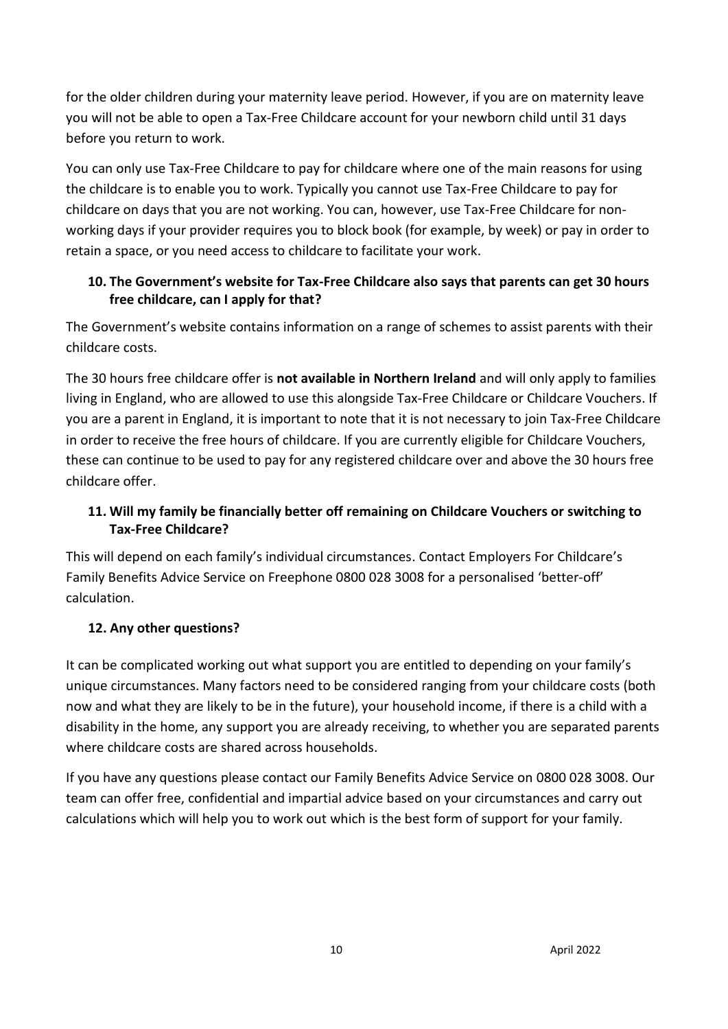for the older children during your maternity leave period. However, if you are on maternity leave you will not be able to open a Tax-Free Childcare account for your newborn child until 31 days before you return to work.

You can only use Tax-Free Childcare to pay for childcare where one of the main reasons for using the childcare is to enable you to work. Typically you cannot use Tax-Free Childcare to pay for childcare on days that you are not working. You can, however, use Tax-Free Childcare for non-working days if your provider requires you to block book (for example, by week) or pay in order to retain a space, or you need access to childcare to facilitate your work.

### 10. The Government's website for Tax-Free Childcare also says that parents can get 30 hours free childcare, can I apply for that?

The Government's website contains information on a range of schemes to assist parents with their childcare costs.

The 30 hours free childcare offer is **not available in Northern Ireland** and will only apply to families living in England, who are allowed to use this alongside Tax-Free Childcare or Childcare Vouchers. If you are a parent in England, it is important to note that it is not necessary to join Tax-Free Childcare in order to receive the free hours of childcare. If you are currently eligible for Childcare Vouchers, these can continue to be used to pay for any registered childcare over and above the 30 hours free childcare offer.

### 11. Will my family be financially better off remaining on Childcare Vouchers or switching to Tax-Free Childcare?

This will depend on each family's individual circumstances. Contact Employers For Childcare's Family Benefits Advice Service on Freephone 0800 028 3008 for a personalised 'better-off' calculation.

### 12. Any other questions?

It can be complicated working out what support you are entitled to depending on your family's unique circumstances. Many factors need to be considered ranging from your childcare costs (both now and what they are likely to be in the future), your household income, if there is a child with a disability in the home, any support you are already receiving, to whether you are separated parents where childcare costs are shared across households.

If you have any questions please contact our Family Benefits Advice Service on 0800 028 3008. Our team can offer free, confidential and impartial advice based on your circumstances and carry out calculations which will help you to work out which is the best form of support for your family.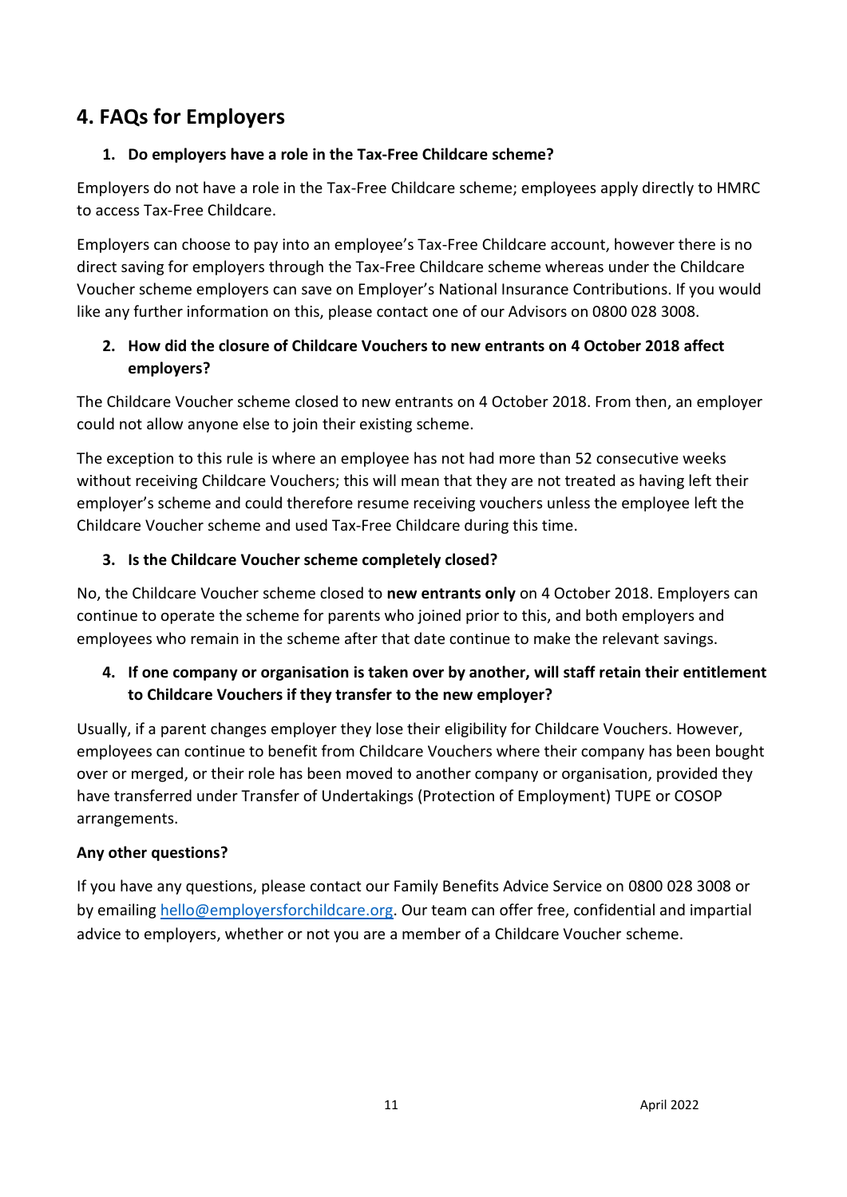## 4. FAQs for Employers

1. **Do employers have a role in the Tax-Free Childcare scheme?**

Employers do not have a role in the Tax-Free Childcare scheme; employees apply directly to HMRC to access Tax-Free Childcare.

Employers can choose to pay into an employee's Tax-Free Childcare account, however there is no direct saving for employers through the Tax-Free Childcare scheme whereas under the Childcare Voucher scheme employers can save on Employer's National Insurance Contributions. If you would like any further information on this, please contact one of our Advisors on 0800 028 3008.

2. **How did the closure of Childcare Vouchers to new entrants on 4 October 2018 affect employers?**

The Childcare Voucher scheme closed to new entrants on 4 October 2018. From then, an employer could not allow anyone else to join their existing scheme.

The exception to this rule is where an employee has not had more than 52 consecutive weeks without receiving Childcare Vouchers; this will mean that they are not treated as having left their employer's scheme and could therefore resume receiving vouchers unless the employee left the Childcare Voucher scheme and used Tax-Free Childcare during this time.

3. **Is the Childcare Voucher scheme completely closed?**

No, the Childcare Voucher scheme closed to **new entrants only** on 4 October 2018. Employers can continue to operate the scheme for parents who joined prior to this, and both employers and employees who remain in the scheme after that date continue to make the relevant savings.

4. **If one company or organisation is taken over by another, will staff retain their entitlement to Childcare Vouchers if they transfer to the new employer?**

Usually, if a parent changes employer they lose their eligibility for Childcare Vouchers. However, employees can continue to benefit from Childcare Vouchers where their company has been bought over or merged, or their role has been moved to another company or organisation, provided they have transferred under Transfer of Undertakings (Protection of Employment) TUPE or COSOP arrangements.

**Any other questions?**

If you have any questions, please contact our Family Benefits Advice Service on 0800 028 3008 or by emailing hello@employersforchildcare.org. Our team can offer free, confidential and impartial advice to employers, whether or not you are a member of a Childcare Voucher scheme.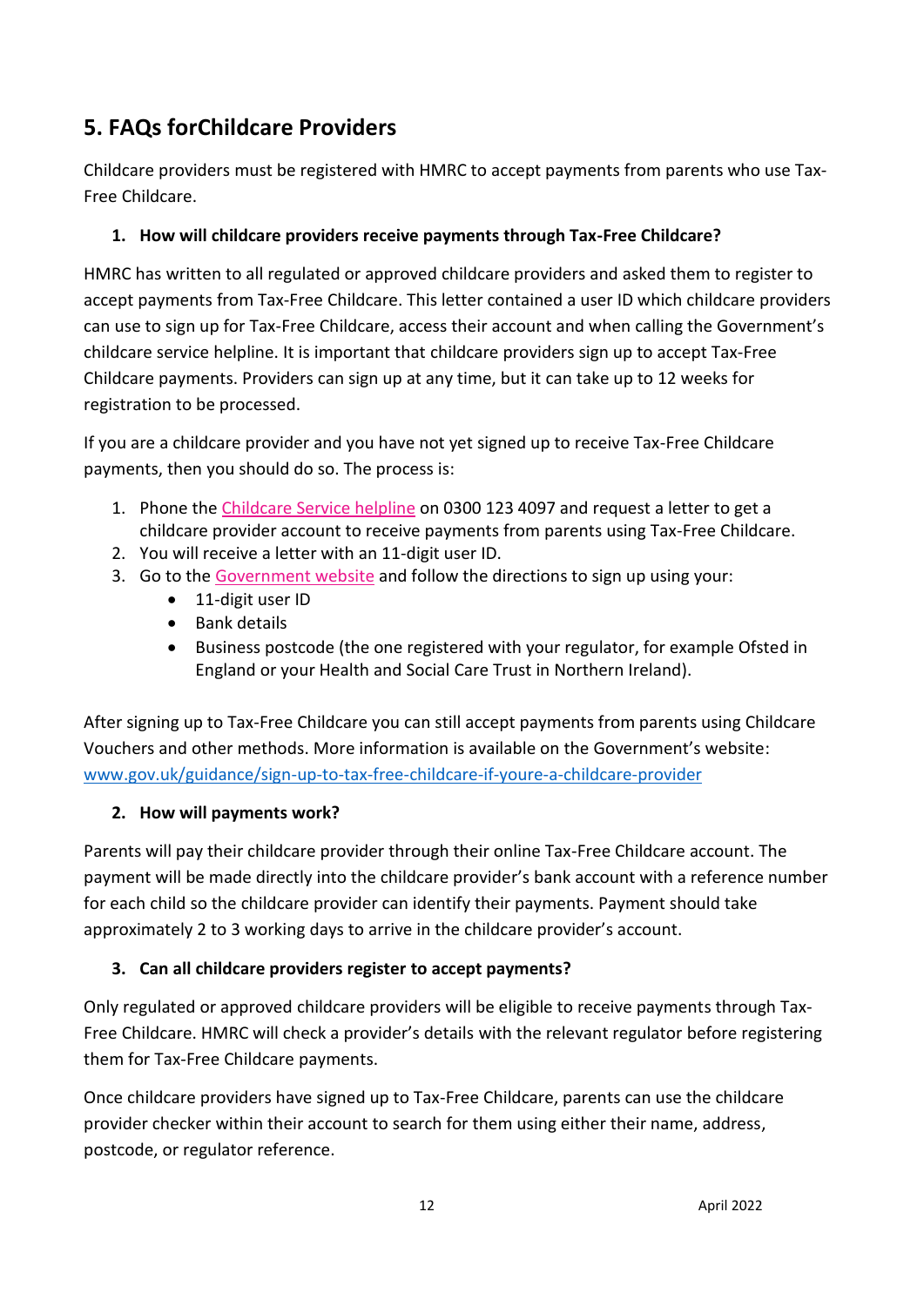## 5. FAQs forChildcare Providers

Childcare providers must be registered with HMRC to accept payments from parents who use Tax-Free Childcare.

### 1. How will childcare providers receive payments through Tax-Free Childcare?

HMRC has written to all regulated or approved childcare providers and asked them to register to accept payments from Tax-Free Childcare. This letter contained a user ID which childcare providers can use to sign up for Tax-Free Childcare, access their account and when calling the Government's childcare service helpline. It is important that childcare providers sign up to accept Tax-Free Childcare payments. Providers can sign up at any time, but it can take up to 12 weeks for registration to be processed.

If you are a childcare provider and you have not yet signed up to receive Tax-Free Childcare payments, then you should do so. The process is:

1. Phone the Childcare Service helpline on 0300 123 4097 and request a letter to get a childcare provider account to receive payments from parents using Tax-Free Childcare.
2. You will receive a letter with an 11-digit user ID.
3. Go to the Government website and follow the directions to sign up using your:
   - 11-digit user ID
   - Bank details
   - Business postcode (the one registered with your regulator, for example Ofsted in England or your Health and Social Care Trust in Northern Ireland).

After signing up to Tax-Free Childcare you can still accept payments from parents using Childcare Vouchers and other methods. More information is available on the Government's website: www.gov.uk/guidance/sign-up-to-tax-free-childcare-if-youre-a-childcare-provider

### 2. How will payments work?

Parents will pay their childcare provider through their online Tax-Free Childcare account. The payment will be made directly into the childcare provider's bank account with a reference number for each child so the childcare provider can identify their payments. Payment should take approximately 2 to 3 working days to arrive in the childcare provider's account.

### 3. Can all childcare providers register to accept payments?

Only regulated or approved childcare providers will be eligible to receive payments through Tax-Free Childcare. HMRC will check a provider's details with the relevant regulator before registering them for Tax-Free Childcare payments.

Once childcare providers have signed up to Tax-Free Childcare, parents can use the childcare provider checker within their account to search for them using either their name, address, postcode, or regulator reference.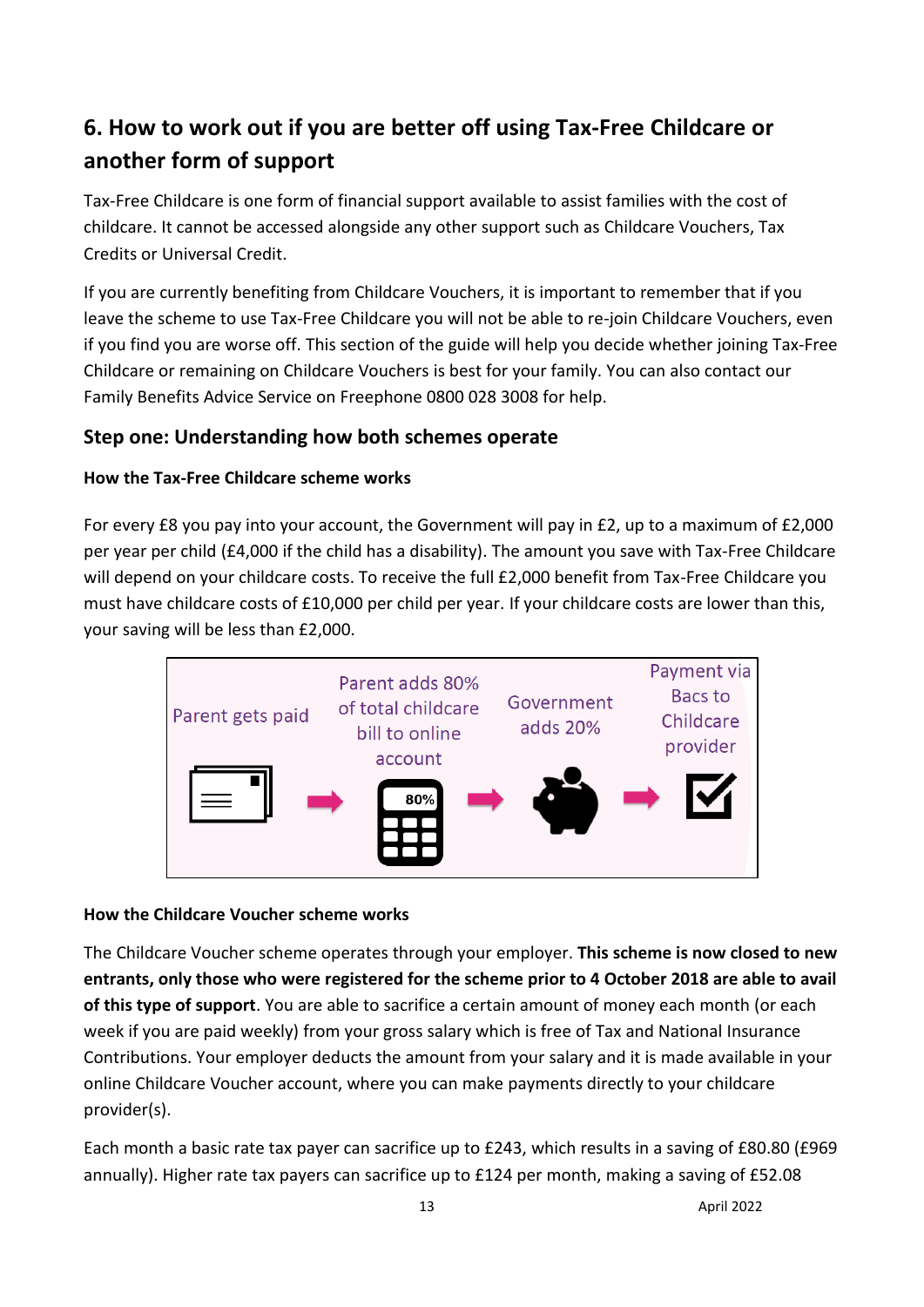## 6. How to work out if you are better off using Tax-Free Childcare or another form of support

Tax-Free Childcare is one form of financial support available to assist families with the cost of childcare. It cannot be accessed alongside any other support such as Childcare Vouchers, Tax Credits or Universal Credit.

If you are currently benefiting from Childcare Vouchers, it is important to remember that if you leave the scheme to use Tax-Free Childcare you will not be able to re-join Childcare Vouchers, even if you find you are worse off. This section of the guide will help you decide whether joining Tax-Free Childcare or remaining on Childcare Vouchers is best for your family. You can also contact our Family Benefits Advice Service on Freephone 0800 028 3008 for help.

### Step one: Understanding how both schemes operate

**How the Tax-Free Childcare scheme works**

For every £8 you pay into your account, the Government will pay in £2, up to a maximum of £2,000 per year per child (£4,000 if the child has a disability). The amount you save with Tax-Free Childcare will depend on your childcare costs. To receive the full £2,000 benefit from Tax-Free Childcare you must have childcare costs of £10,000 per child per year. If your childcare costs are lower than this, your saving will be less than £2,000.

Parent gets paid → Parent adds 80% of total childcare bill to online account → Government adds 20% → Payment via Bacs to Childcare provider

**How the Childcare Voucher scheme works**

The Childcare Voucher scheme operates through your employer. **This scheme is now closed to new entrants, only those who were registered for the scheme prior to 4 October 2018 are able to avail of this type of support**. You are able to sacrifice a certain amount of money each month (or each week if you are paid weekly) from your gross salary which is free of Tax and National Insurance Contributions. Your employer deducts the amount from your salary and it is made available in your online Childcare Voucher account, where you can make payments directly to your childcare provider(s).

Each month a basic rate tax payer can sacrifice up to £243, which results in a saving of £80.80 (£969 annually). Higher rate tax payers can sacrifice up to £124 per month, making a saving of £52.08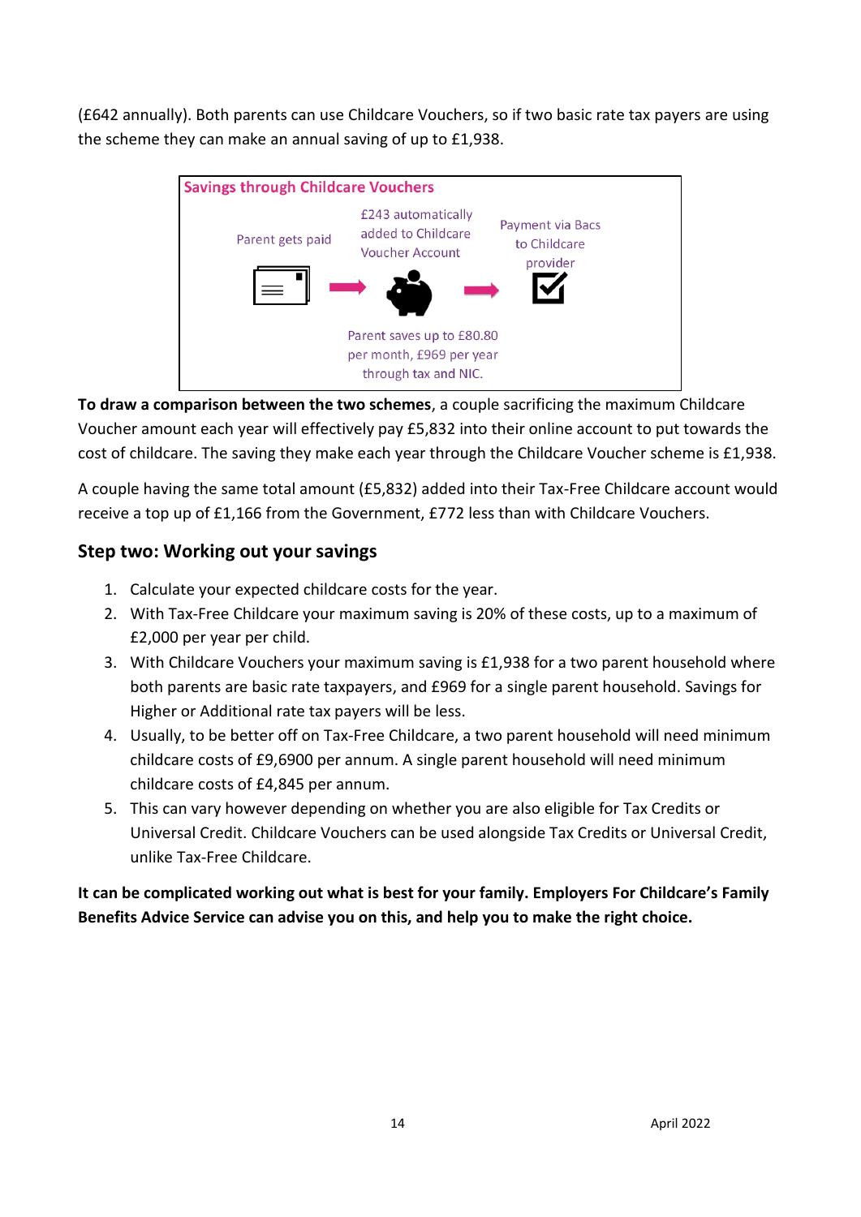(£642 annually). Both parents can use Childcare Vouchers, so if two basic rate tax payers are using the scheme they can make an annual saving of up to £1,938.

**Savings through Childcare Vouchers**

Parent gets paid → £243 automatically added to Childcare Voucher Account → Payment via Bacs to Childcare provider

Parent saves up to £80.80 per month, £969 per year through tax and NIC.

**To draw a comparison between the two schemes**, a couple sacrificing the maximum Childcare Voucher amount each year will effectively pay £5,832 into their online account to put towards the cost of childcare. The saving they make each year through the Childcare Voucher scheme is £1,938.

A couple having the same total amount (£5,832) added into their Tax-Free Childcare account would receive a top up of £1,166 from the Government, £772 less than with Childcare Vouchers.

## Step two: Working out your savings

1. Calculate your expected childcare costs for the year.
2. With Tax-Free Childcare your maximum saving is 20% of these costs, up to a maximum of £2,000 per year per child.
3. With Childcare Vouchers your maximum saving is £1,938 for a two parent household where both parents are basic rate taxpayers, and £969 for a single parent household. Savings for Higher or Additional rate tax payers will be less.
4. Usually, to be better off on Tax-Free Childcare, a two parent household will need minimum childcare costs of £9,6900 per annum. A single parent household will need minimum childcare costs of £4,845 per annum.
5. This can vary however depending on whether you are also eligible for Tax Credits or Universal Credit. Childcare Vouchers can be used alongside Tax Credits or Universal Credit, unlike Tax-Free Childcare.

**It can be complicated working out what is best for your family. Employers For Childcare's Family Benefits Advice Service can advise you on this, and help you to make the right choice.**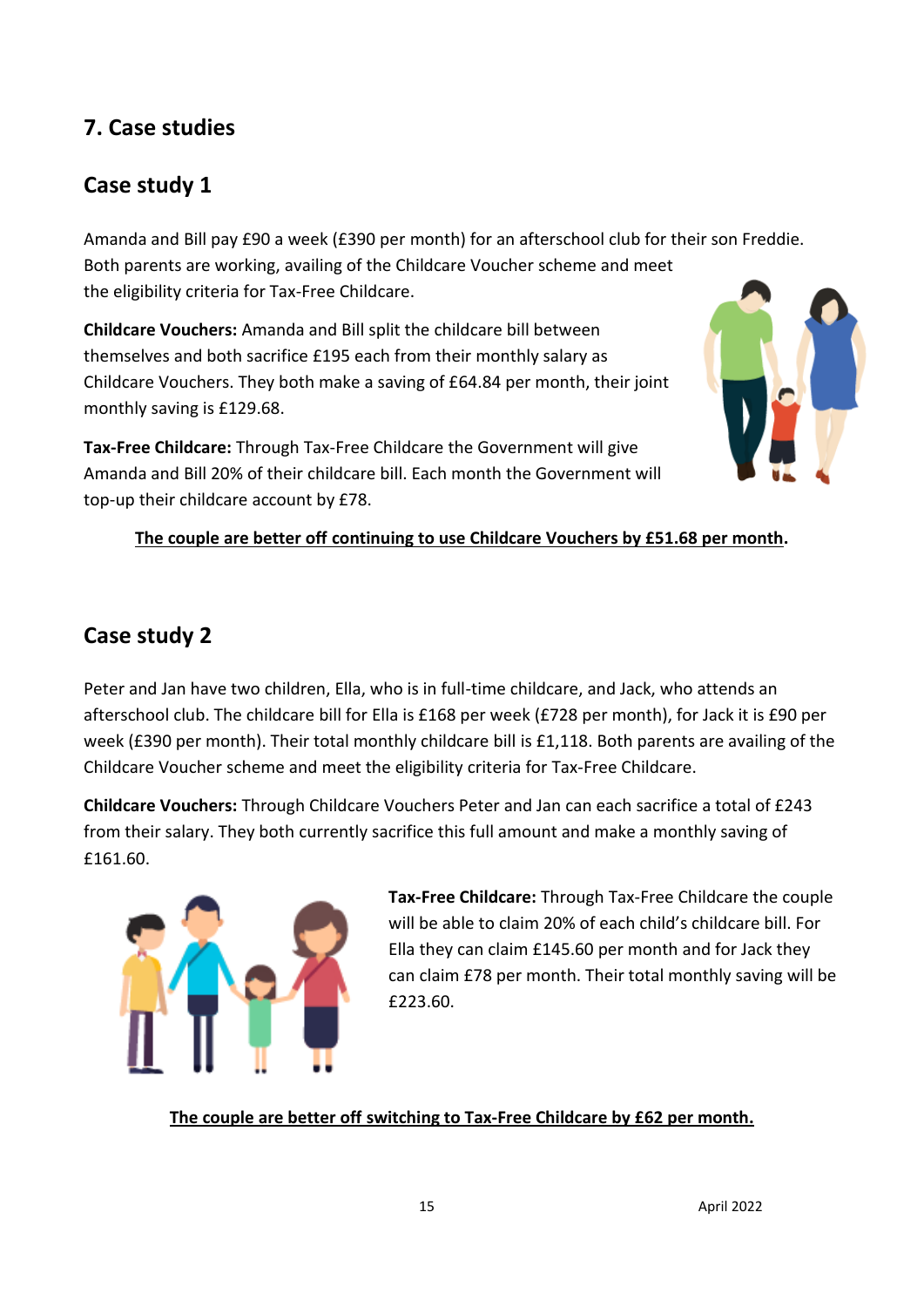## 7. Case studies

### Case study 1

Amanda and Bill pay £90 a week (£390 per month) for an afterschool club for their son Freddie. Both parents are working, availing of the Childcare Voucher scheme and meet the eligibility criteria for Tax-Free Childcare.

**Childcare Vouchers:** Amanda and Bill split the childcare bill between themselves and both sacrifice £195 each from their monthly salary as Childcare Vouchers. They both make a saving of £64.84 per month, their joint monthly saving is £129.68.

**Tax-Free Childcare:** Through Tax-Free Childcare the Government will give Amanda and Bill 20% of their childcare bill. Each month the Government will top-up their childcare account by £78.

**The couple are better off continuing to use Childcare Vouchers by £51.68 per month.**

### Case study 2

Peter and Jan have two children, Ella, who is in full-time childcare, and Jack, who attends an afterschool club. The childcare bill for Ella is £168 per week (£728 per month), for Jack it is £90 per week (£390 per month). Their total monthly childcare bill is £1,118. Both parents are availing of the Childcare Voucher scheme and meet the eligibility criteria for Tax-Free Childcare.

**Childcare Vouchers:** Through Childcare Vouchers Peter and Jan can each sacrifice a total of £243 from their salary. They both currently sacrifice this full amount and make a monthly saving of £161.60.

**Tax-Free Childcare:** Through Tax-Free Childcare the couple will be able to claim 20% of each child's childcare bill. For Ella they can claim £145.60 per month and for Jack they can claim £78 per month. Their total monthly saving will be £223.60.

**The couple are better off switching to Tax-Free Childcare by £62 per month.**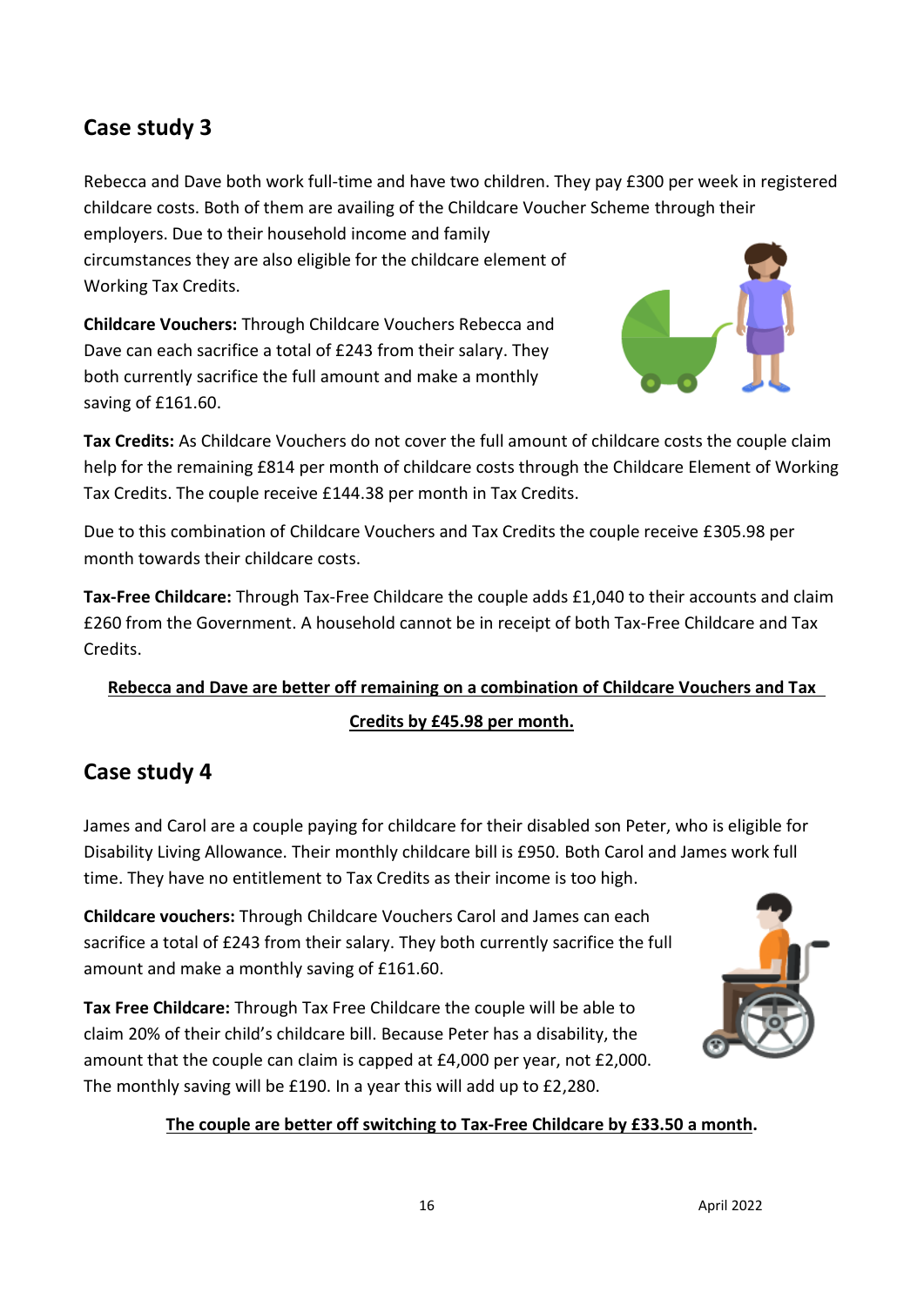## Case study 3

Rebecca and Dave both work full-time and have two children. They pay £300 per week in registered childcare costs. Both of them are availing of the Childcare Voucher Scheme through their employers. Due to their household income and family circumstances they are also eligible for the childcare element of Working Tax Credits.

**Childcare Vouchers:** Through Childcare Vouchers Rebecca and Dave can each sacrifice a total of £243 from their salary. They both currently sacrifice the full amount and make a monthly saving of £161.60.

**Tax Credits:** As Childcare Vouchers do not cover the full amount of childcare costs the couple claim help for the remaining £814 per month of childcare costs through the Childcare Element of Working Tax Credits. The couple receive £144.38 per month in Tax Credits.

Due to this combination of Childcare Vouchers and Tax Credits the couple receive £305.98 per month towards their childcare costs.

**Tax-Free Childcare:** Through Tax-Free Childcare the couple adds £1,040 to their accounts and claim £260 from the Government. A household cannot be in receipt of both Tax-Free Childcare and Tax Credits.

**Rebecca and Dave are better off remaining on a combination of Childcare Vouchers and Tax Credits by £45.98 per month.**

## Case study 4

James and Carol are a couple paying for childcare for their disabled son Peter, who is eligible for Disability Living Allowance. Their monthly childcare bill is £950. Both Carol and James work full time. They have no entitlement to Tax Credits as their income is too high.

**Childcare vouchers:** Through Childcare Vouchers Carol and James can each sacrifice a total of £243 from their salary. They both currently sacrifice the full amount and make a monthly saving of £161.60.

**Tax Free Childcare:** Through Tax Free Childcare the couple will be able to claim 20% of their child's childcare bill. Because Peter has a disability, the amount that the couple can claim is capped at £4,000 per year, not £2,000. The monthly saving will be £190. In a year this will add up to £2,280.

**The couple are better off switching to Tax-Free Childcare by £33.50 a month.**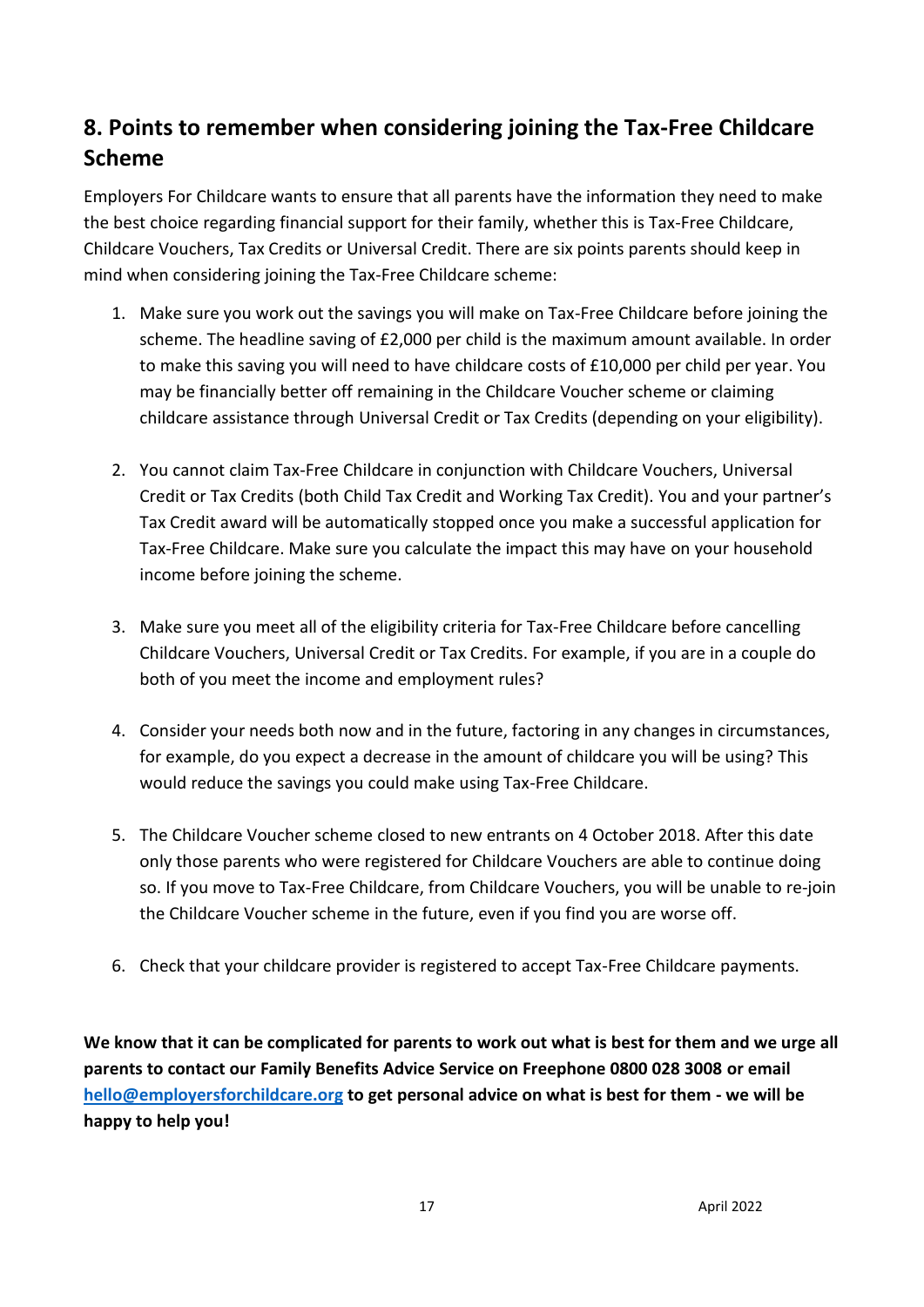## 8. Points to remember when considering joining the Tax-Free Childcare Scheme

Employers For Childcare wants to ensure that all parents have the information they need to make the best choice regarding financial support for their family, whether this is Tax-Free Childcare, Childcare Vouchers, Tax Credits or Universal Credit. There are six points parents should keep in mind when considering joining the Tax-Free Childcare scheme:

1. Make sure you work out the savings you will make on Tax-Free Childcare before joining the scheme. The headline saving of £2,000 per child is the maximum amount available. In order to make this saving you will need to have childcare costs of £10,000 per child per year. You may be financially better off remaining in the Childcare Voucher scheme or claiming childcare assistance through Universal Credit or Tax Credits (depending on your eligibility).

2. You cannot claim Tax-Free Childcare in conjunction with Childcare Vouchers, Universal Credit or Tax Credits (both Child Tax Credit and Working Tax Credit). You and your partner's Tax Credit award will be automatically stopped once you make a successful application for Tax-Free Childcare. Make sure you calculate the impact this may have on your household income before joining the scheme.

3. Make sure you meet all of the eligibility criteria for Tax-Free Childcare before cancelling Childcare Vouchers, Universal Credit or Tax Credits. For example, if you are in a couple do both of you meet the income and employment rules?

4. Consider your needs both now and in the future, factoring in any changes in circumstances, for example, do you expect a decrease in the amount of childcare you will be using? This would reduce the savings you could make using Tax-Free Childcare.

5. The Childcare Voucher scheme closed to new entrants on 4 October 2018. After this date only those parents who were registered for Childcare Vouchers are able to continue doing so. If you move to Tax-Free Childcare, from Childcare Vouchers, you will be unable to re-join the Childcare Voucher scheme in the future, even if you find you are worse off.

6. Check that your childcare provider is registered to accept Tax-Free Childcare payments.

**We know that it can be complicated for parents to work out what is best for them and we urge all parents to contact our Family Benefits Advice Service on Freephone 0800 028 3008 or email [hello@employersforchildcare.org](mailto:hello@employersforchildcare.org) to get personal advice on what is best for them - we will be happy to help you!**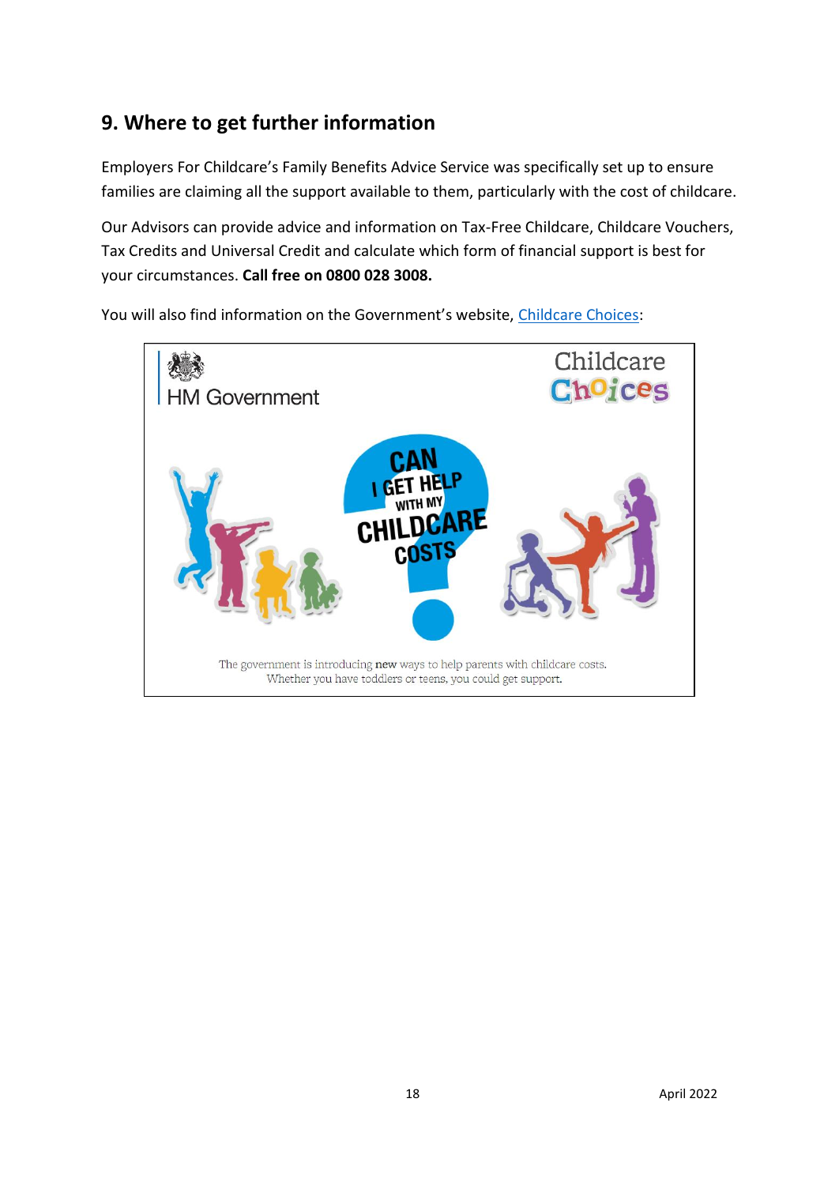## 9. Where to get further information

Employers For Childcare's Family Benefits Advice Service was specifically set up to ensure families are claiming all the support available to them, particularly with the cost of childcare.

Our Advisors can provide advice and information on Tax-Free Childcare, Childcare Vouchers, Tax Credits and Universal Credit and calculate which form of financial support is best for your circumstances. **Call free on 0800 028 3008.**

You will also find information on the Government's website, [Childcare Choices]:

HM Government

Childcare Choices

CAN I GET HELP WITH MY CHILDCARE COSTS?

The government is introducing new ways to help parents with childcare costs. Whether you have toddlers or teens, you could get support.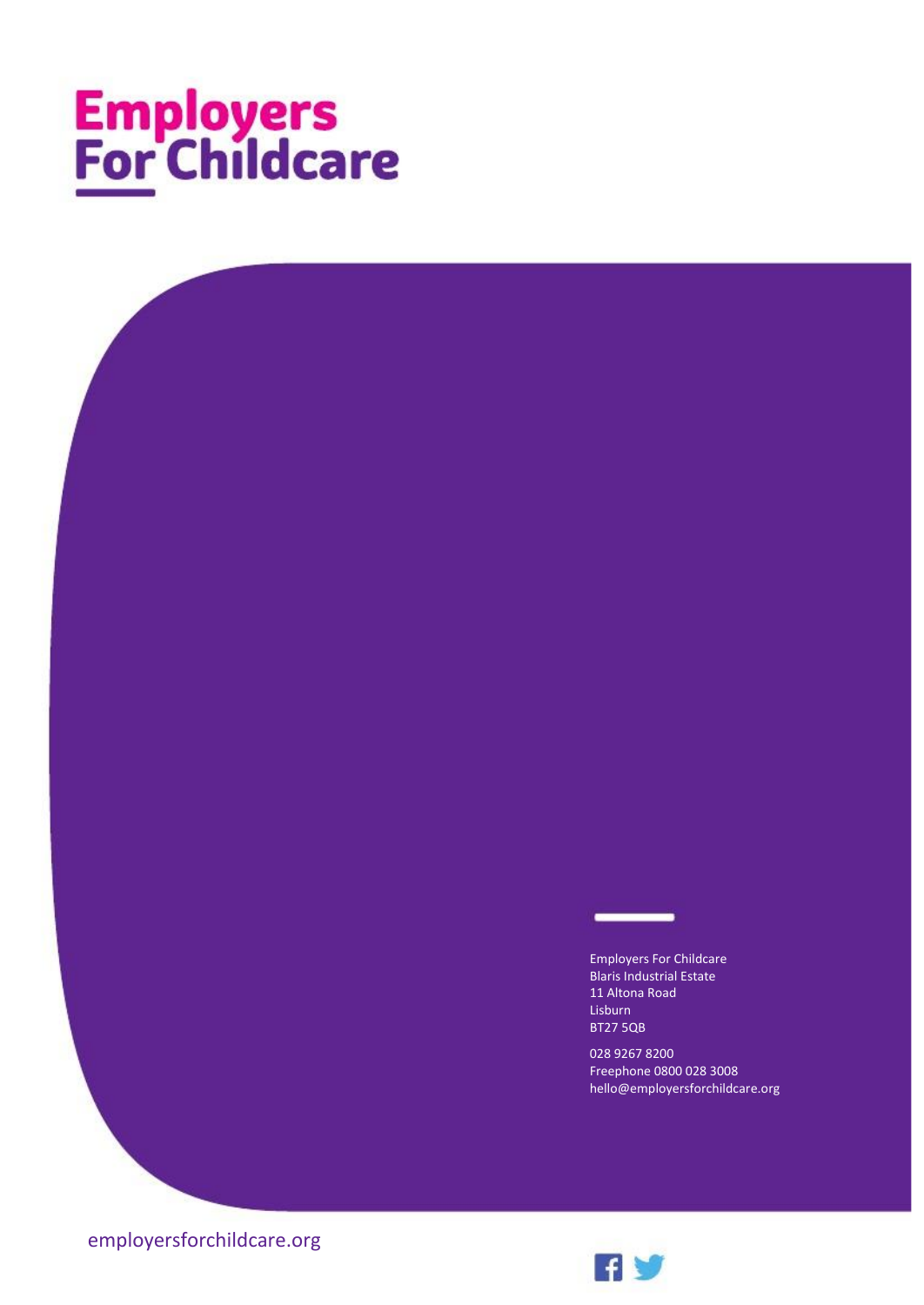# Employers For Childcare

Employers For Childcare
Blaris Industrial Estate
11 Altona Road
Lisburn
BT27 5QB

028 9267 8200
Freephone 0800 028 3008
hello@employersforchildcare.org

employersforchildcare.org